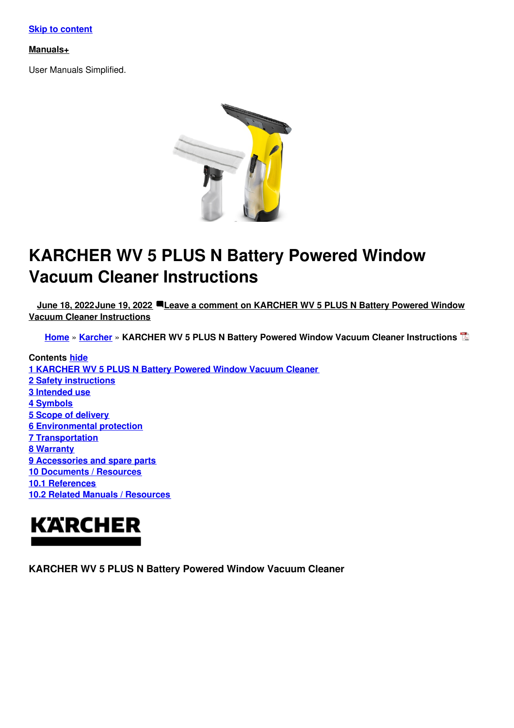Skip to content

**Manuals+**

User Manuals Simplified.

# KARCHER WV 5 PLUS N Battery Powered Window Vacuum Cleaner Instructions

June 18, 2022June 19, 2022 Leave a comment on KARCHER WV 5 PLUS N Battery Powered Window Vacuum Cleaner Instructions

Home » Karcher » KARCHER WV 5 PLUS N Battery Powered Window Vacuum Cleaner Instructions

**Contents** hide

1 KARCHER WV 5 PLUS N Battery Powered Window Vacuum Cleaner
2 Safety instructions
3 Intended use
4 Symbols
5 Scope of delivery
6 Environmental protection
7 Transportation
8 Warranty
9 Accessories and spare parts
10 Documents / Resources
10.1 References
10.2 Related Manuals / Resources

KÄRCHER

**KARCHER WV 5 PLUS N Battery Powered Window Vacuum Cleaner**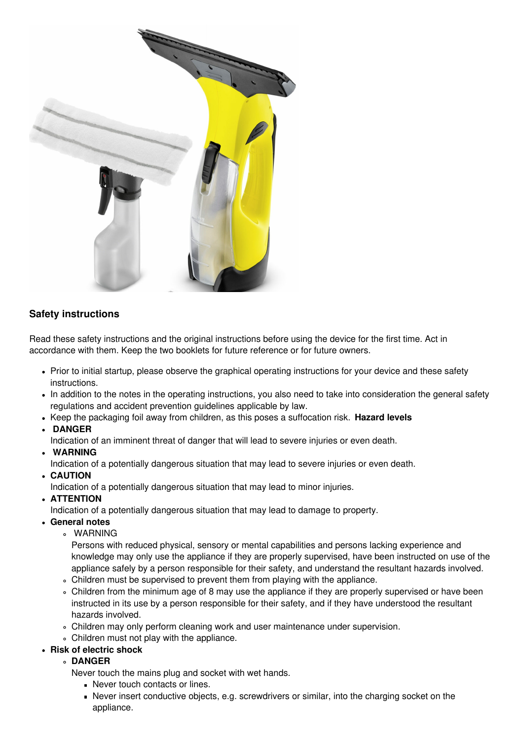## Safety instructions

Read these safety instructions and the original instructions before using the device for the first time. Act in accordance with them. Keep the two booklets for future reference or for future owners.

- Prior to initial startup, please observe the graphical operating instructions for your device and these safety instructions.
- In addition to the notes in the operating instructions, you also need to take into consideration the general safety regulations and accident prevention guidelines applicable by law.
- Keep the packaging foil away from children, as this poses a suffocation risk. **Hazard levels**
- **DANGER**
  Indication of an imminent threat of danger that will lead to severe injuries or even death.
- **WARNING**
  Indication of a potentially dangerous situation that may lead to severe injuries or even death.
- **CAUTION**
  Indication of a potentially dangerous situation that may lead to minor injuries.
- **ATTENTION**
  Indication of a potentially dangerous situation that may lead to damage to property.
- **General notes**
  - WARNING
    Persons with reduced physical, sensory or mental capabilities and persons lacking experience and knowledge may only use the appliance if they are properly supervised, have been instructed on use of the appliance safely by a person responsible for their safety, and understand the resultant hazards involved.
  - Children must be supervised to prevent them from playing with the appliance.
  - Children from the minimum age of 8 may use the appliance if they are properly supervised or have been instructed in its use by a person responsible for their safety, and if they have understood the resultant hazards involved.
  - Children may only perform cleaning work and user maintenance under supervision.
  - Children must not play with the appliance.
- **Risk of electric shock**
  - **DANGER**
    Never touch the mains plug and socket with wet hands.
    - Never touch contacts or lines.
    - Never insert conductive objects, e.g. screwdrivers or similar, into the charging socket on the appliance.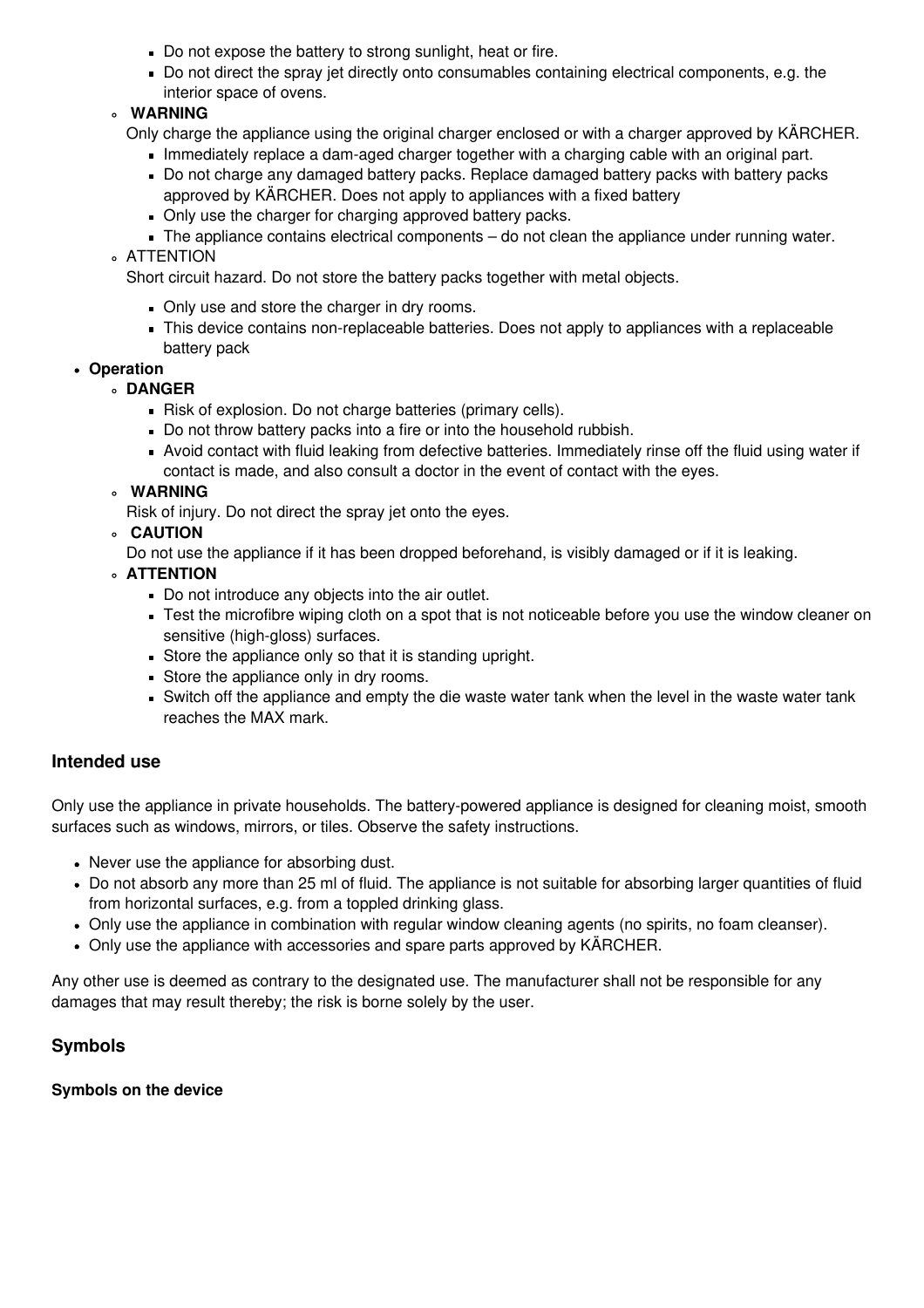- Do not expose the battery to strong sunlight, heat or fire.
        - Do not direct the spray jet directly onto consumables containing electrical components, e.g. the interior space of ovens.
    - **WARNING**
      Only charge the appliance using the original charger enclosed or with a charger approved by KÄRCHER.
        - Immediately replace a dam-aged charger together with a charging cable with an original part.
        - Do not charge any damaged battery packs. Replace damaged battery packs with battery packs approved by KÄRCHER. Does not apply to appliances with a fixed battery
        - Only use the charger for charging approved battery packs.
        - The appliance contains electrical components – do not clean the appliance under running water.
    - ATTENTION
      Short circuit hazard. Do not store the battery packs together with metal objects.
        - Only use and store the charger in dry rooms.
        - This device contains non-replaceable batteries. Does not apply to appliances with a replaceable battery pack
- **Operation**
    - **DANGER**
        - Risk of explosion. Do not charge batteries (primary cells).
        - Do not throw battery packs into a fire or into the household rubbish.
        - Avoid contact with fluid leaking from defective batteries. Immediately rinse off the fluid using water if contact is made, and also consult a doctor in the event of contact with the eyes.
    - **WARNING**
      Risk of injury. Do not direct the spray jet onto the eyes.
    - **CAUTION**
      Do not use the appliance if it has been dropped beforehand, is visibly damaged or if it is leaking.
    - **ATTENTION**
        - Do not introduce any objects into the air outlet.
        - Test the microfibre wiping cloth on a spot that is not noticeable before you use the window cleaner on sensitive (high-gloss) surfaces.
        - Store the appliance only so that it is standing upright.
        - Store the appliance only in dry rooms.
        - Switch off the appliance and empty the die waste water tank when the level in the waste water tank reaches the MAX mark.

### Intended use

Only use the appliance in private households. The battery-powered appliance is designed for cleaning moist, smooth surfaces such as windows, mirrors, or tiles. Observe the safety instructions.

- Never use the appliance for absorbing dust.
- Do not absorb any more than 25 ml of fluid. The appliance is not suitable for absorbing larger quantities of fluid from horizontal surfaces, e.g. from a toppled drinking glass.
- Only use the appliance in combination with regular window cleaning agents (no spirits, no foam cleanser).
- Only use the appliance with accessories and spare parts approved by KÄRCHER.

Any other use is deemed as contrary to the designated use. The manufacturer shall not be responsible for any damages that may result thereby; the risk is borne solely by the user.

### Symbols

#### Symbols on the device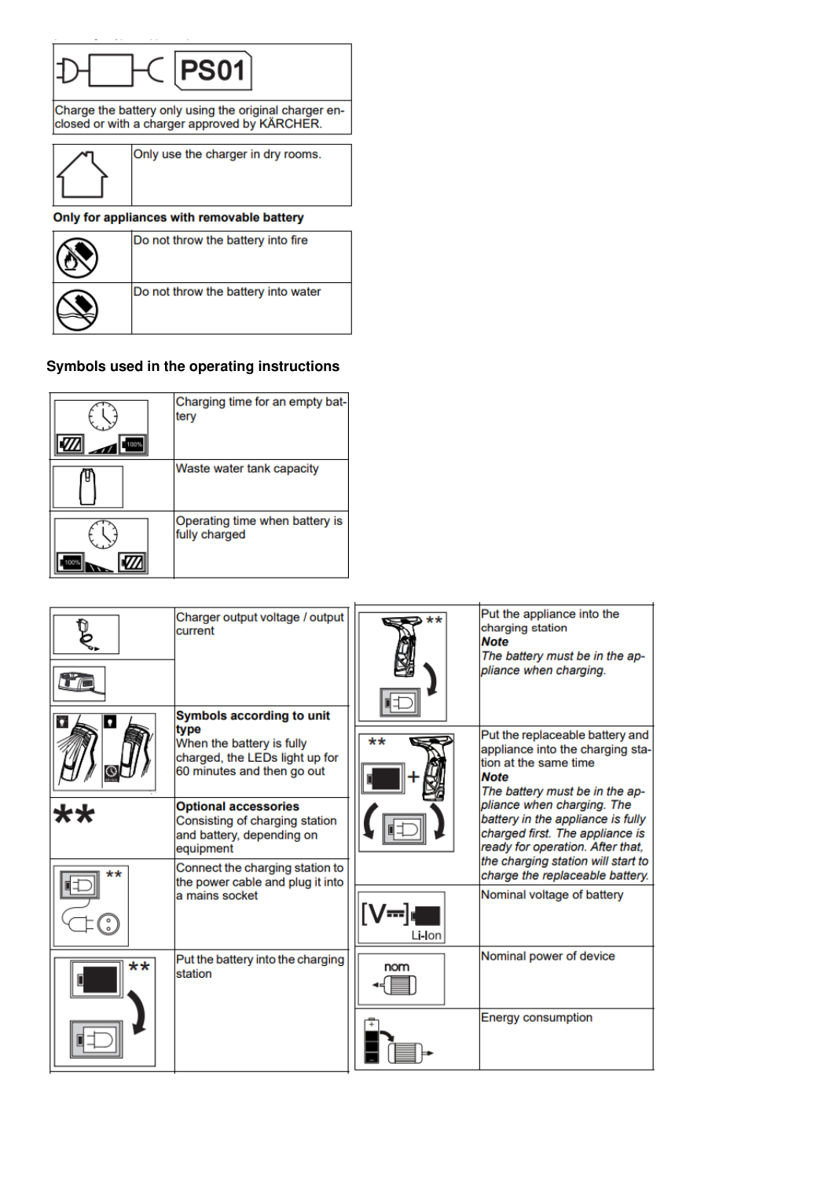| | |
|---|---|
| PS01 | |
| Charge the battery only using the original charger enclosed or with a charger approved by KÄRCHER. | |

| | |
|---|---|
| | Only use the charger in dry rooms. |

**Only for appliances with removable battery**

| | |
|---|---|
| | Do not throw the battery into fire |
| | Do not throw the battery into water |

## Symbols used in the operating instructions

| | |
|---|---|
| 100% | Charging time for an empty battery |
| | Waste water tank capacity |
| 100% | Operating time when battery is fully charged |

| | |
|---|---|
| | Charger output voltage / output current |
| | **Symbols according to unit type**<br>When the battery is fully charged, the LEDs light up for 60 minutes and then go out |
| ** | **Optional accessories**<br>Consisting of charging station and battery, depending on equipment |
| ** | Connect the charging station to the power cable and plug it into a mains socket |
| ** | Put the battery into the charging station |
| ** | Put the appliance into the charging station<br>***Note***<br>*The battery must be in the appliance when charging.* |
| ** | Put the replaceable battery and appliance into the charging station at the same time<br>***Note***<br>*The battery must be in the appliance when charging. The battery in the appliance is fully charged first. The appliance is ready for operation. After that, the charging station will start to charge the replaceable battery.* |
| [V⎓] Li-Ion | Nominal voltage of battery |
| nom | Nominal power of device |
| | Energy consumption |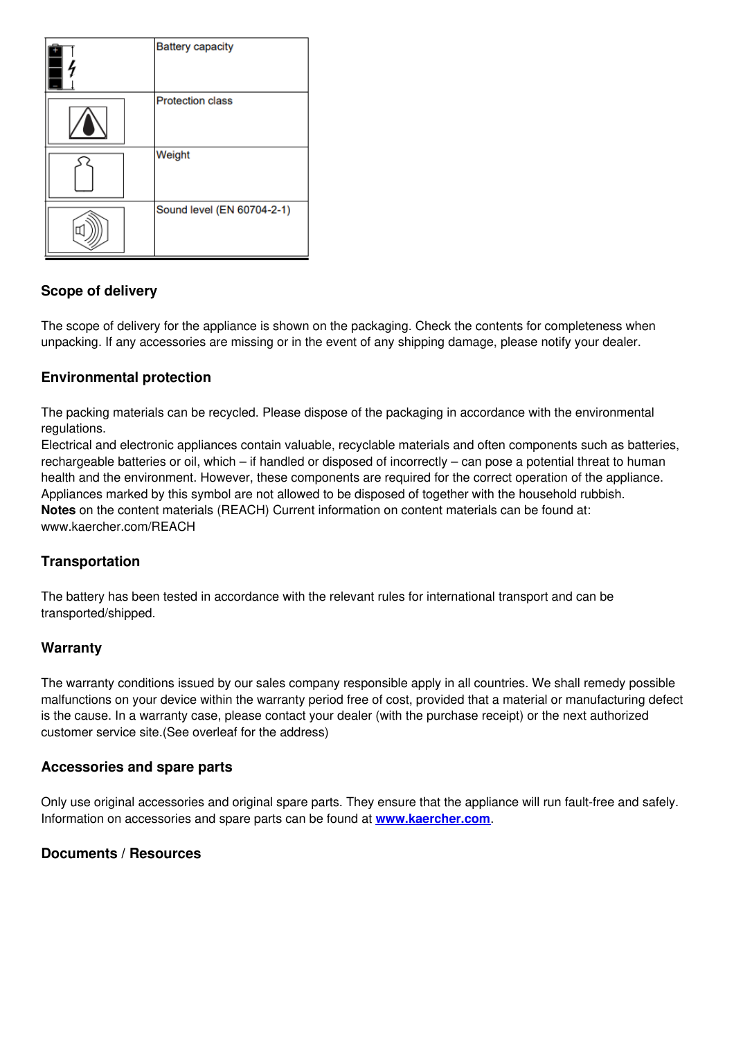| | |
|---|---|
| | Battery capacity |
| | Protection class |
| | Weight |
| | Sound level (EN 60704-2-1) |

### Scope of delivery

The scope of delivery for the appliance is shown on the packaging. Check the contents for completeness when unpacking. If any accessories are missing or in the event of any shipping damage, please notify your dealer.

### Environmental protection

The packing materials can be recycled. Please dispose of the packaging in accordance with the environmental regulations.
Electrical and electronic appliances contain valuable, recyclable materials and often components such as batteries, rechargeable batteries or oil, which – if handled or disposed of incorrectly – can pose a potential threat to human health and the environment. However, these components are required for the correct operation of the appliance. Appliances marked by this symbol are not allowed to be disposed of together with the household rubbish.
**Notes** on the content materials (REACH) Current information on content materials can be found at: www.kaercher.com/REACH

### Transportation

The battery has been tested in accordance with the relevant rules for international transport and can be transported/shipped.

### Warranty

The warranty conditions issued by our sales company responsible apply in all countries. We shall remedy possible malfunctions on your device within the warranty period free of cost, provided that a material or manufacturing defect is the cause. In a warranty case, please contact your dealer (with the purchase receipt) or the next authorized customer service site.(See overleaf for the address)

### Accessories and spare parts

Only use original accessories and original spare parts. They ensure that the appliance will run fault-free and safely. Information on accessories and spare parts can be found at **www.kaercher.com**.

### Documents / Resources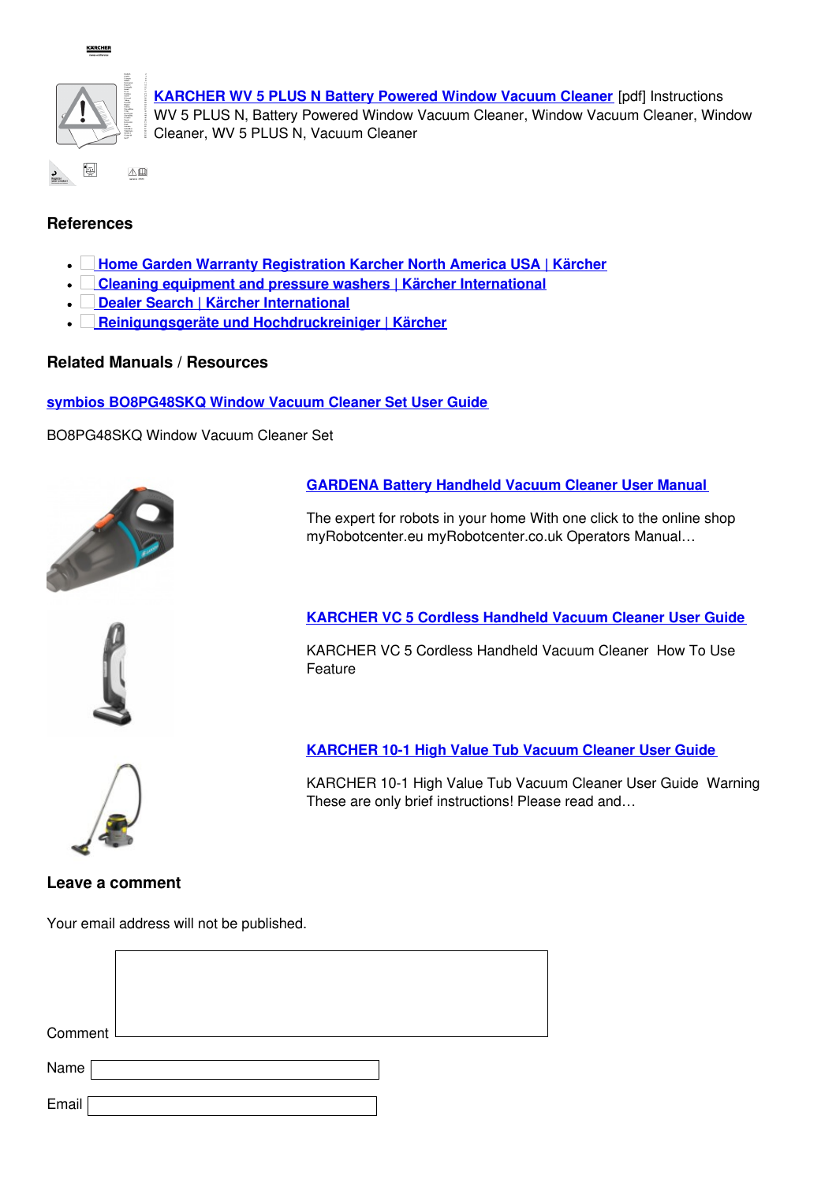**KARCHER WV 5 PLUS N Battery Powered Window Vacuum Cleaner** [pdf] Instructions
WV 5 PLUS N, Battery Powered Window Vacuum Cleaner, Window Vacuum Cleaner, Window Cleaner, WV 5 PLUS N, Vacuum Cleaner

### References

- Home Garden Warranty Registration Karcher North America USA | Kärcher
- Cleaning equipment and pressure washers | Kärcher International
- Dealer Search | Kärcher International
- Reinigungsgeräte und Hochdruckreiniger | Kärcher

### Related Manuals / Resources

**symbios BO8PG48SKQ Window Vacuum Cleaner Set User Guide**

BO8PG48SKQ Window Vacuum Cleaner Set

**GARDENA Battery Handheld Vacuum Cleaner User Manual**

The expert for robots in your home With one click to the online shop myRobotcenter.eu myRobotcenter.co.uk Operators Manual…

**KARCHER VC 5 Cordless Handheld Vacuum Cleaner User Guide**

KARCHER VC 5 Cordless Handheld Vacuum Cleaner How To Use Feature

**KARCHER 10-1 High Value Tub Vacuum Cleaner User Guide**

KARCHER 10-1 High Value Tub Vacuum Cleaner User Guide Warning These are only brief instructions! Please read and…

### Leave a comment

Your email address will not be published.

Comment

Name

Email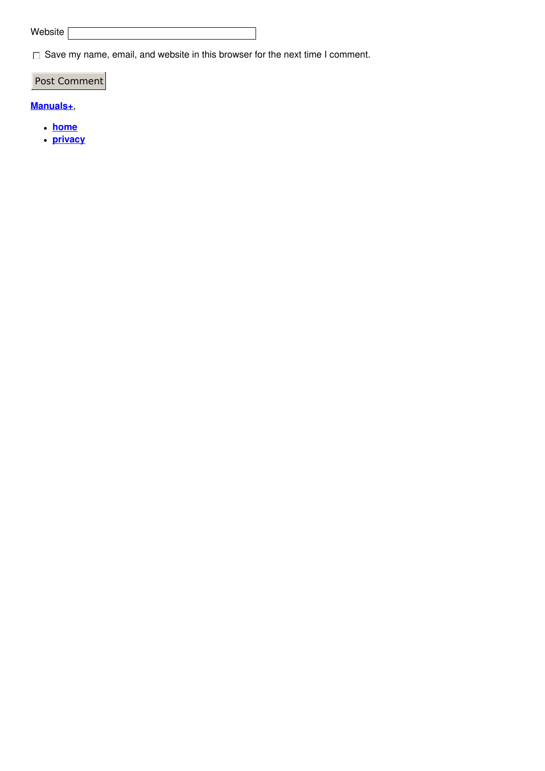Website

☐ Save my name, email, and website in this browser for the next time I comment.

Post Comment

**Manuals+**,

- **home**
- **privacy**